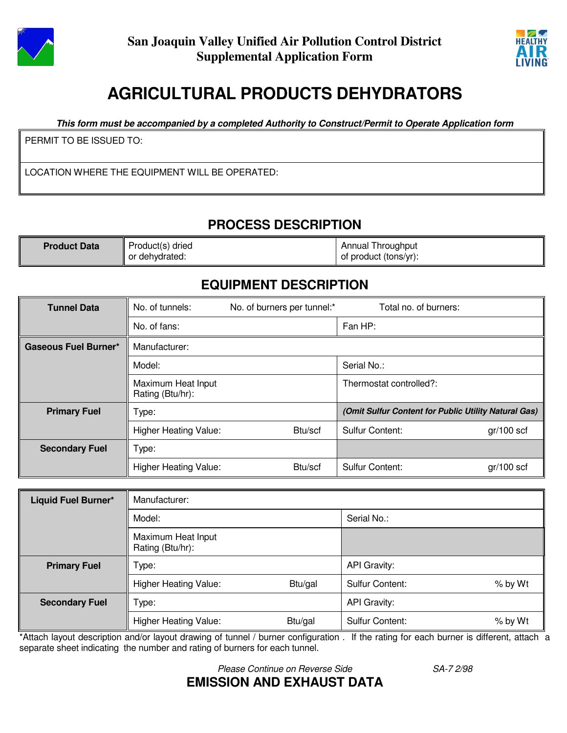San Joaquin Valley Unified Air Pollution Control District
Supplemental Application Form

# AGRICULTURAL PRODUCTS DEHYDRATORS

***This form must be accompanied by a completed Authority to Construct/Permit to Operate Application form***

| |
|---|
| PERMIT TO BE ISSUED TO: |
| LOCATION WHERE THE EQUIPMENT WILL BE OPERATED: |

## PROCESS DESCRIPTION

| | | |
|---|---|---|
| **Product Data** | Product(s) dried or dehydrated: | Annual Throughput of product (tons/yr): |

## EQUIPMENT DESCRIPTION

| | | |
|---|---|---|
| **Tunnel Data** | No. of tunnels: No. of burners per tunnel:* | Total no. of burners: |
| | No. of fans: | Fan HP: |
| **Gaseous Fuel Burner*** | Manufacturer: | |
| | Model: | Serial No.: |
| | Maximum Heat Input Rating (Btu/hr): | Thermostat controlled?: |
| **Primary Fuel** | Type: | ***(Omit Sulfur Content for Public Utility Natural Gas)*** |
| | Higher Heating Value: Btu/scf | Sulfur Content: gr/100 scf |
| **Secondary Fuel** | Type: | |
| | Higher Heating Value: Btu/scf | Sulfur Content: gr/100 scf |

| | | |
|---|---|---|
| **Liquid Fuel Burner*** | Manufacturer: | |
| | Model: | Serial No.: |
| | Maximum Heat Input Rating (Btu/hr): | |
| **Primary Fuel** | Type: | API Gravity: |
| | Higher Heating Value: Btu/gal | Sulfur Content: % by Wt |
| **Secondary Fuel** | Type: | API Gravity: |
| | Higher Heating Value: Btu/gal | Sulfur Content: % by Wt |

*Attach layout description and/or layout drawing of tunnel / burner configuration . If the rating for each burner is different, attach a separate sheet indicating the number and rating of burners for each tunnel.

*Please Continue on Reverse Side* SA-7 2/98

## EMISSION AND EXHAUST DATA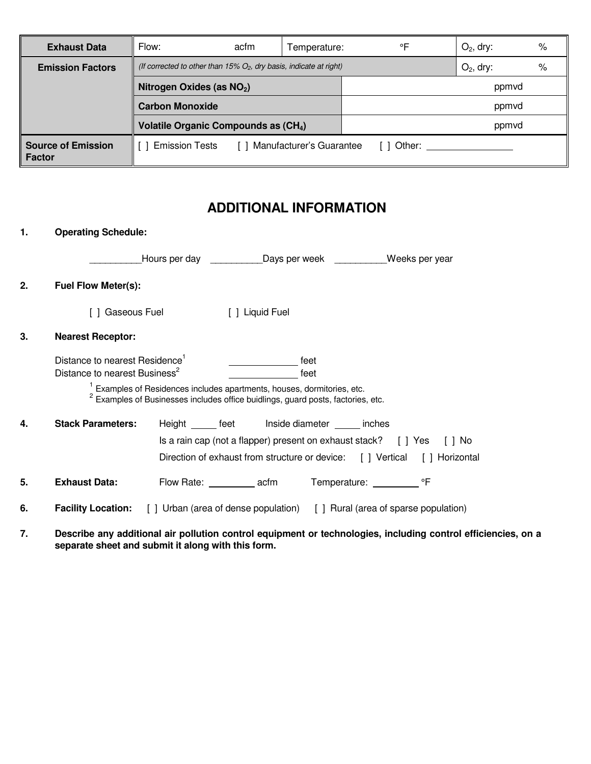| | | | | |
|---|---|---|---|---|
| **Exhaust Data** | Flow: acfm | Temperature: °F | | $O_2$, dry: % |
| **Emission Factors** | *(If corrected to other than 15% $O_2$, dry basis, indicate at right)* | | | $O_2$, dry: % |
| | **Nitrogen Oxides (as $NO_2$)** | | ppmvd | |
| | **Carbon Monoxide** | | ppmvd | |
| | **Volatile Organic Compounds as ($CH_4$)** | | ppmvd | |
| **Source of Emission Factor** | [ ] Emission Tests [ ] Manufacturer's Guarantee [ ] Other: ________________ | | | |

## ADDITIONAL INFORMATION

**1. Operating Schedule:**

__________Hours per day __________Days per week __________Weeks per year

**2. Fuel Flow Meter(s):**

[ ] Gaseous Fuel [ ] Liquid Fuel

**3. Nearest Receptor:**

Distance to nearest Residence[1] ____________ feet
Distance to nearest Business[2] ____________ feet

[1] Examples of Residences includes apartments, houses, dormitories, etc.
[2] Examples of Businesses includes office buidlings, guard posts, factories, etc.

**4. Stack Parameters:** Height _____ feet Inside diameter _____ inches

Is a rain cap (not a flapper) present on exhaust stack? [ ] Yes [ ] No

Direction of exhaust from structure or device: [ ] Vertical [ ] Horizontal

**5. Exhaust Data:** Flow Rate: _________ acfm Temperature: _________ °F

**6. Facility Location:** [ ] Urban (area of dense population) [ ] Rural (area of sparse population)

**7. Describe any additional air pollution control equipment or technologies, including control efficiencies, on a separate sheet and submit it along with this form.**